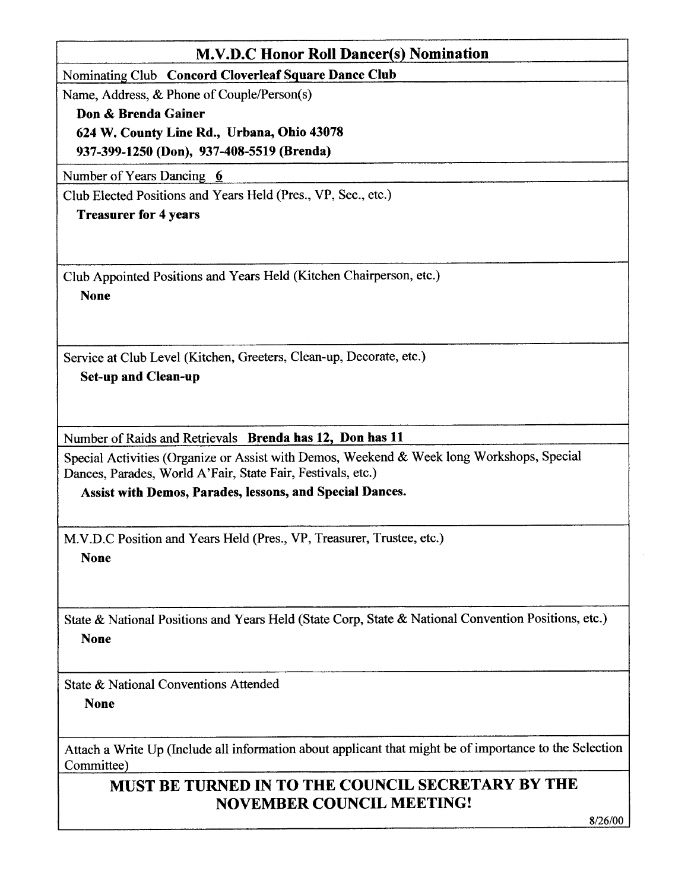## M.V.D.C Honor Roll Dancer(s) Nomination

Nominating Club **Concord Cloverleaf Square Dance Club**

Name, Address, & Phone of Couple/Person(s)

**Don & Brenda Gainer**
**624 W. County Line Rd., Urbana, Ohio 43078**
**937-399-1250 (Don), 937-408-5519 (Brenda)**

Number of Years Dancing **6**

Club Elected Positions and Years Held (Pres., VP, Sec., etc.)

**Treasurer for 4 years**

Club Appointed Positions and Years Held (Kitchen Chairperson, etc.)

**None**

Service at Club Level (Kitchen, Greeters, Clean-up, Decorate, etc.)

**Set-up and Clean-up**

Number of Raids and Retrievals **Brenda has 12, Don has 11**

Special Activities (Organize or Assist with Demos, Weekend & Week long Workshops, Special Dances, Parades, World A'Fair, State Fair, Festivals, etc.)

**Assist with Demos, Parades, lessons, and Special Dances.**

M.V.D.C Position and Years Held (Pres., VP, Treasurer, Trustee, etc.)

**None**

State & National Positions and Years Held (State Corp, State & National Convention Positions, etc.)

**None**

State & National Conventions Attended

**None**

Attach a Write Up (Include all information about applicant that might be of importance to the Selection Committee)

**MUST BE TURNED IN TO THE COUNCIL SECRETARY BY THE NOVEMBER COUNCIL MEETING!**

8/26/00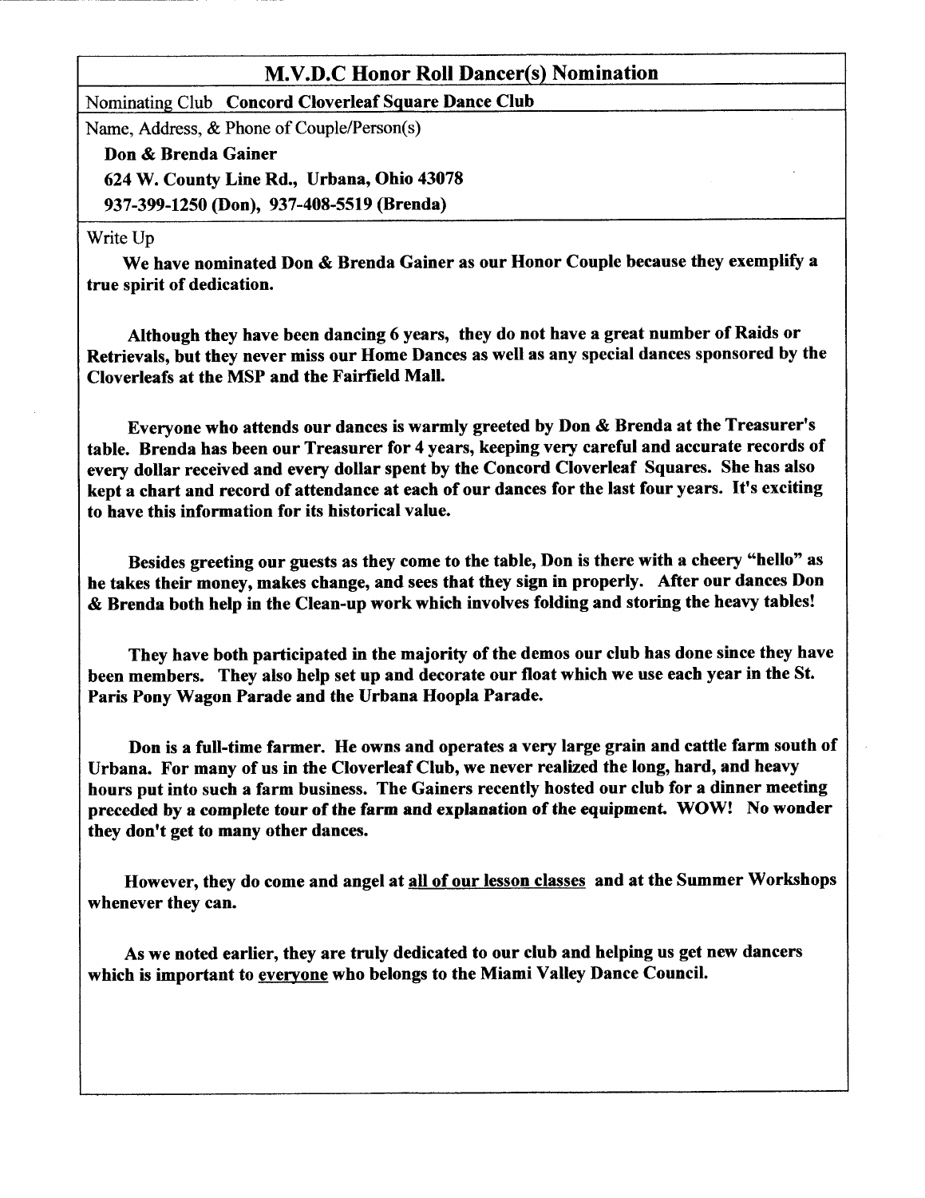## M.V.D.C Honor Roll Dancer(s) Nomination

Nominating Club **Concord Cloverleaf Square Dance Club**

Name, Address, & Phone of Couple/Person(s)

**Don & Brenda Gainer**
**624 W. County Line Rd., Urbana, Ohio 43078**
**937-399-1250 (Don), 937-408-5519 (Brenda)**

Write Up

**We have nominated Don & Brenda Gainer as our Honor Couple because they exemplify a true spirit of dedication.**

**Although they have been dancing 6 years, they do not have a great number of Raids or Retrievals, but they never miss our Home Dances as well as any special dances sponsored by the Cloverleafs at the MSP and the Fairfield Mall.**

**Everyone who attends our dances is warmly greeted by Don & Brenda at the Treasurer's table. Brenda has been our Treasurer for 4 years, keeping very careful and accurate records of every dollar received and every dollar spent by the Concord Cloverleaf Squares. She has also kept a chart and record of attendance at each of our dances for the last four years. It's exciting to have this information for its historical value.**

**Besides greeting our guests as they come to the table, Don is there with a cheery "hello" as he takes their money, makes change, and sees that they sign in properly. After our dances Don & Brenda both help in the Clean-up work which involves folding and storing the heavy tables!**

**They have both participated in the majority of the demos our club has done since they have been members. They also help set up and decorate our float which we use each year in the St. Paris Pony Wagon Parade and the Urbana Hoopla Parade.**

**Don is a full-time farmer. He owns and operates a very large grain and cattle farm south of Urbana. For many of us in the Cloverleaf Club, we never realized the long, hard, and heavy hours put into such a farm business. The Gainers recently hosted our club for a dinner meeting preceded by a complete tour of the farm and explanation of the equipment. WOW! No wonder they don't get to many other dances.**

**However, they do come and angel at <u>all of our lesson classes</u> and at the Summer Workshops whenever they can.**

**As we noted earlier, they are truly dedicated to our club and helping us get new dancers which is important to <u>everyone</u> who belongs to the Miami Valley Dance Council.**